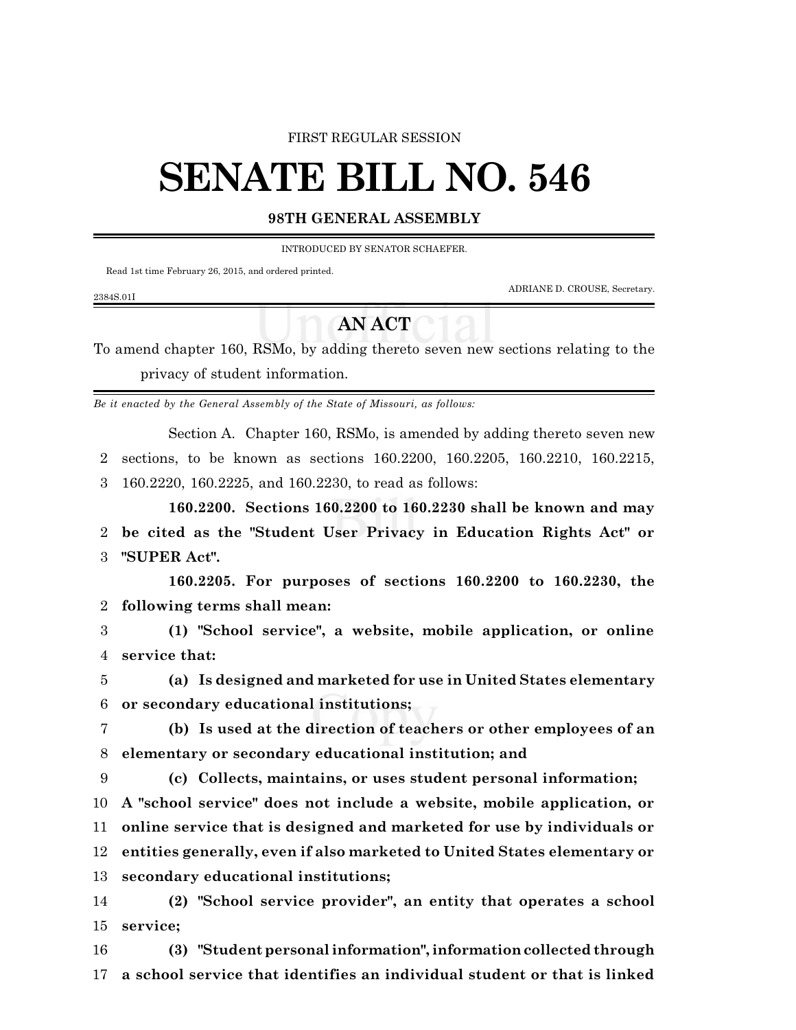FIRST REGULAR SESSION

# SENATE BILL NO. 546

**98TH GENERAL ASSEMBLY**

INTRODUCED BY SENATOR SCHAEFER.

Read 1st time February 26, 2015, and ordered printed.

ADRIANE D. CROUSE, Secretary.

2384S.01I

## AN ACT

To amend chapter 160, RSMo, by adding thereto seven new sections relating to the privacy of student information.

*Be it enacted by the General Assembly of the State of Missouri, as follows:*

Section A. Chapter 160, RSMo, is amended by adding thereto seven new sections, to be known as sections 160.2200, 160.2205, 160.2210, 160.2215, 160.2220, 160.2225, and 160.2230, to read as follows:

**160.2200. Sections 160.2200 to 160.2230 shall be known and may be cited as the "Student User Privacy in Education Rights Act" or "SUPER Act".**

**160.2205. For purposes of sections 160.2200 to 160.2230, the following terms shall mean:**

**(1) "School service", a website, mobile application, or online service that:**

**(a) Is designed and marketed for use in United States elementary or secondary educational institutions;**

**(b) Is used at the direction of teachers or other employees of an elementary or secondary educational institution; and**

**(c) Collects, maintains, or uses student personal information; A "school service" does not include a website, mobile application, or online service that is designed and marketed for use by individuals or entities generally, even if also marketed to United States elementary or secondary educational institutions;**

**(2) "School service provider", an entity that operates a school service;**

**(3) "Student personal information", information collected through a school service that identifies an individual student or that is linked**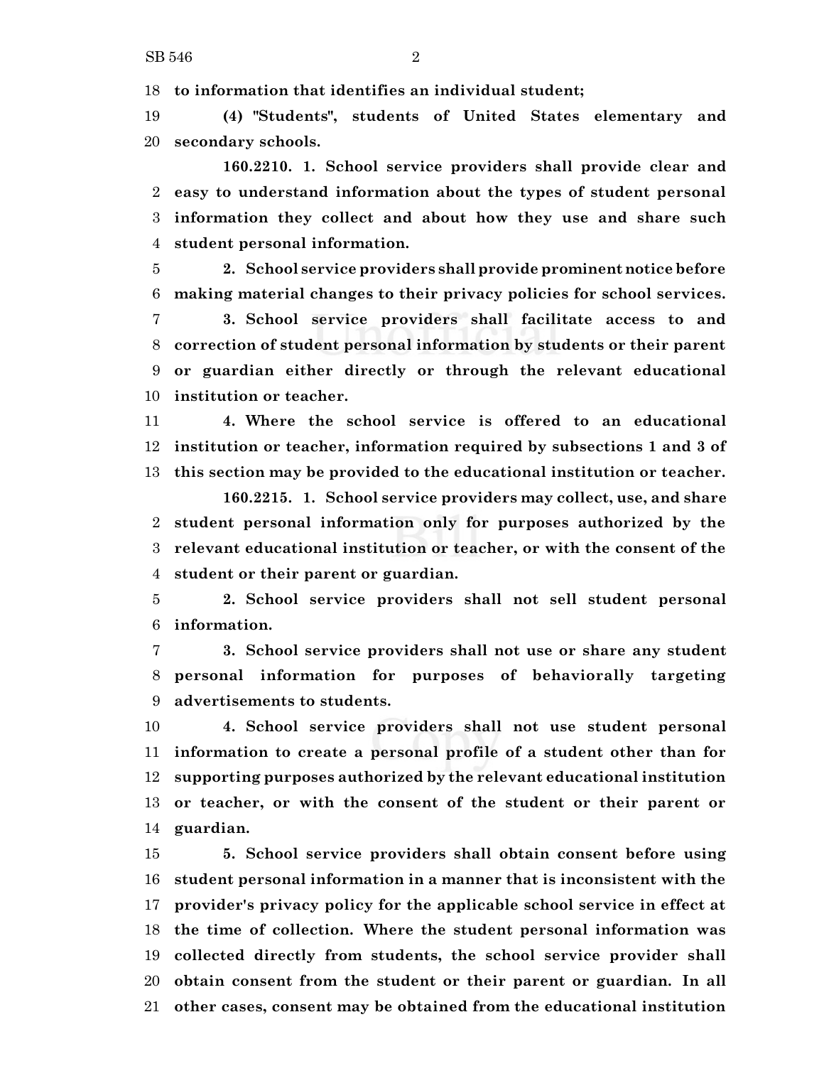**to information that identifies an individual student;**

**(4) "Students", students of United States elementary and secondary schools.**

**160.2210. 1. School service providers shall provide clear and easy to understand information about the types of student personal information they collect and about how they use and share such student personal information.**

**2. School service providers shall provide prominent notice before making material changes to their privacy policies for school services.**

**3. School service providers shall facilitate access to and correction of student personal information by students or their parent or guardian either directly or through the relevant educational institution or teacher.**

**4. Where the school service is offered to an educational institution or teacher, information required by subsections 1 and 3 of this section may be provided to the educational institution or teacher.**

**160.2215. 1. School service providers may collect, use, and share student personal information only for purposes authorized by the relevant educational institution or teacher, or with the consent of the student or their parent or guardian.**

**2. School service providers shall not sell student personal information.**

**3. School service providers shall not use or share any student personal information for purposes of behaviorally targeting advertisements to students.**

**4. School service providers shall not use student personal information to create a personal profile of a student other than for supporting purposes authorized by the relevant educational institution or teacher, or with the consent of the student or their parent or guardian.**

**5. School service providers shall obtain consent before using student personal information in a manner that is inconsistent with the provider's privacy policy for the applicable school service in effect at the time of collection. Where the student personal information was collected directly from students, the school service provider shall obtain consent from the student or their parent or guardian. In all other cases, consent may be obtained from the educational institution**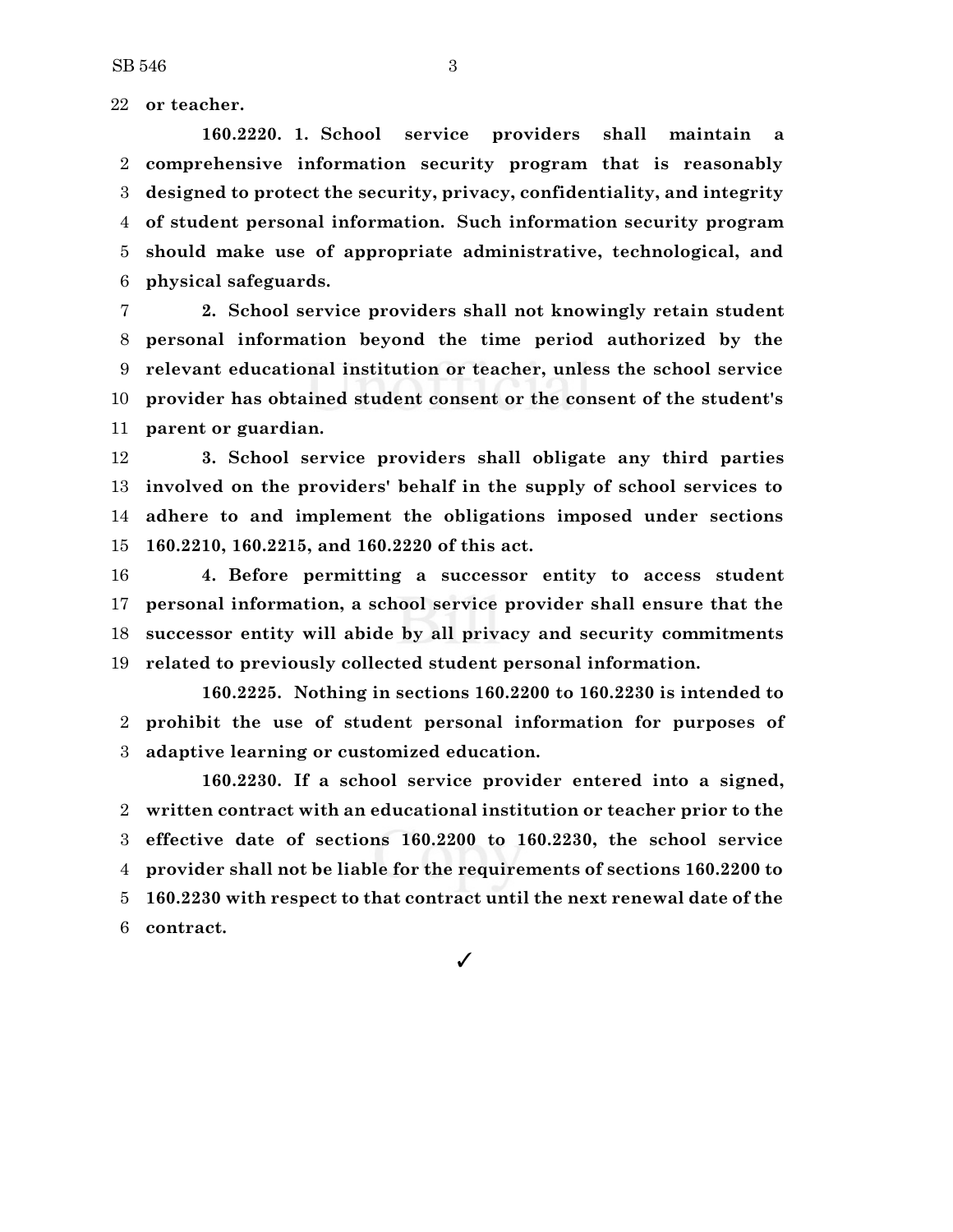22 **or teacher.**

**160.2220. 1. School service providers shall maintain a**
2 **comprehensive information security program that is reasonably**
3 **designed to protect the security, privacy, confidentiality, and integrity**
4 **of student personal information. Such information security program**
5 **should make use of appropriate administrative, technological, and**
6 **physical safeguards.**

7 **2. School service providers shall not knowingly retain student**
8 **personal information beyond the time period authorized by the**
9 **relevant educational institution or teacher, unless the school service**
10 **provider has obtained student consent or the consent of the student's**
11 **parent or guardian.**

12 **3. School service providers shall obligate any third parties**
13 **involved on the providers' behalf in the supply of school services to**
14 **adhere to and implement the obligations imposed under sections**
15 **160.2210, 160.2215, and 160.2220 of this act.**

16 **4. Before permitting a successor entity to access student**
17 **personal information, a school service provider shall ensure that the**
18 **successor entity will abide by all privacy and security commitments**
19 **related to previously collected student personal information.**

**160.2225. Nothing in sections 160.2200 to 160.2230 is intended to**
2 **prohibit the use of student personal information for purposes of**
3 **adaptive learning or customized education.**

**160.2230. If a school service provider entered into a signed,**
2 **written contract with an educational institution or teacher prior to the**
3 **effective date of sections 160.2200 to 160.2230, the school service**
4 **provider shall not be liable for the requirements of sections 160.2200 to**
5 **160.2230 with respect to that contract until the next renewal date of the**
6 **contract.**

✓